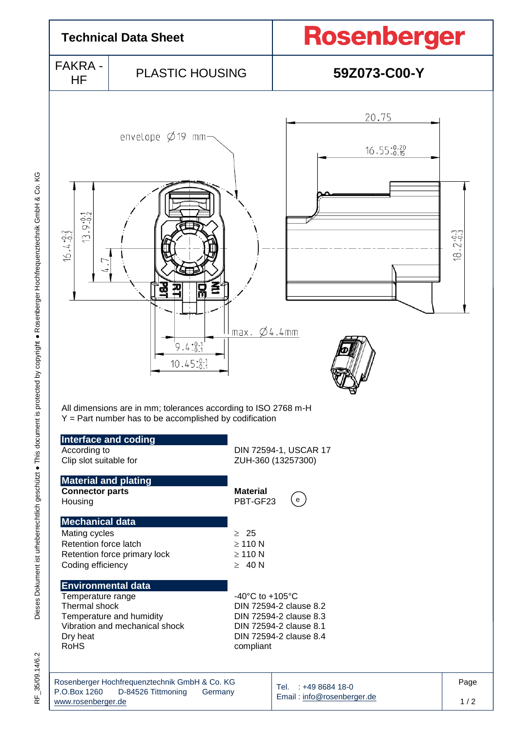# Technical Data Sheet

**Rosenberger**

| FAKRA - HF | PLASTIC HOUSING | **59Z073-C00-Y** |
|---|---|---|

All dimensions are in mm; tolerances according to ISO 2768 m-H
Y = Part number has to be accomplished by codification

## Interface and coding

| | |
|---|---|
| According to | DIN 72594-1, USCAR 17 |
| Clip slot suitable for | ZUH-360 (13257300) |

## Material and plating

| **Connector parts** | **Material** |
|---|---|
| Housing | PBT-GF23 (e) |

## Mechanical data

| | |
|---|---|
| Mating cycles | ≥ 25 |
| Retention force latch | ≥ 110 N |
| Retention force primary lock | ≥ 110 N |
| Coding efficiency | ≥ 40 N |

## Environmental data

| | |
|---|---|
| Temperature range | -40°C to +105°C |
| Thermal shock | DIN 72594-2 clause 8.2 |
| Temperature and humidity | DIN 72594-2 clause 8.3 |
| Vibration and mechanical shock | DIN 72594-2 clause 8.1 |
| Dry heat | DIN 72594-2 clause 8.4 |
| RoHS | compliant |

Rosenberger Hochfrequenztechnik GmbH & Co. KG
P.O.Box 1260 D-84526 Tittmoning Germany
www.rosenberger.de

Tel. : +49 8684 18-0
Email : info@rosenberger.de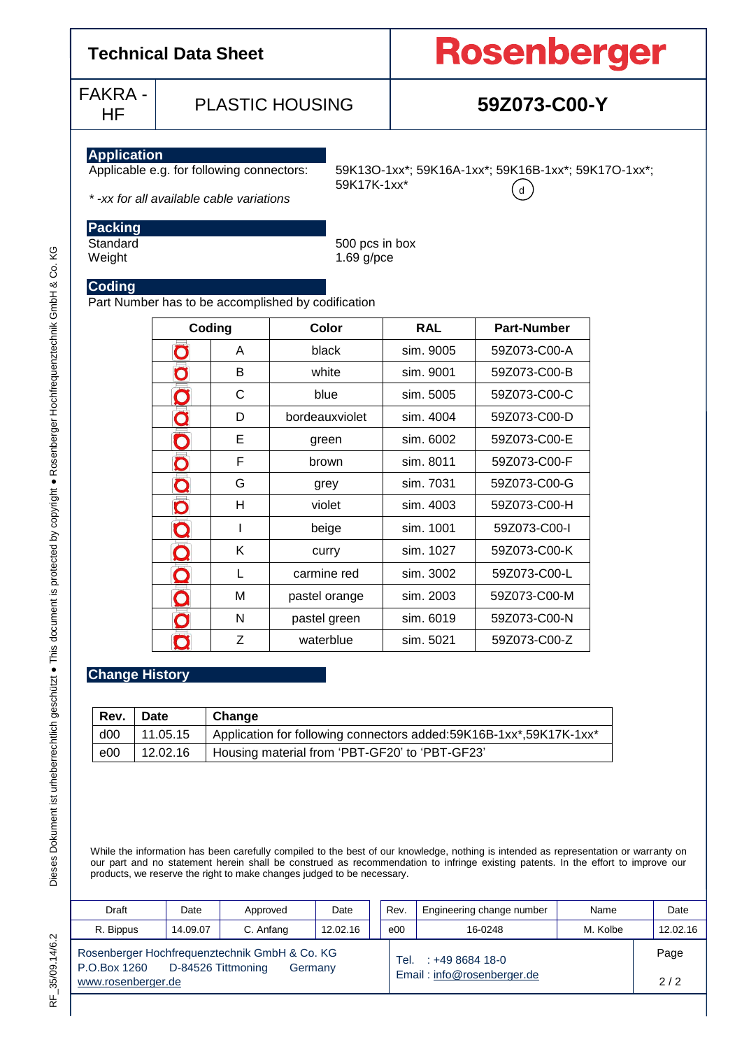# Technical Data Sheet

**Rosenberger**

| FAKRA - HF | PLASTIC HOUSING | 59Z073-C00-Y |
|---|---|---|

## Application

Applicable e.g. for following connectors: 59K13O-1xx*; 59K16A-1xx*; 59K16B-1xx*; 59K17O-1xx*; 59K17K-1xx* (d)

* -xx for all available cable variations

## Packing

Standard 500 pcs in box
Weight 1.69 g/pce

## Coding

Part Number has to be accomplished by codification

| Coding | | Color | RAL | Part-Number |
|---|---|---|---|---|
| | A | black | sim. 9005 | 59Z073-C00-A |
| | B | white | sim. 9001 | 59Z073-C00-B |
| | C | blue | sim. 5005 | 59Z073-C00-C |
| | D | bordeauxviolet | sim. 4004 | 59Z073-C00-D |
| | E | green | sim. 6002 | 59Z073-C00-E |
| | F | brown | sim. 8011 | 59Z073-C00-F |
| | G | grey | sim. 7031 | 59Z073-C00-G |
| | H | violet | sim. 4003 | 59Z073-C00-H |
| | I | beige | sim. 1001 | 59Z073-C00-I |
| | K | curry | sim. 1027 | 59Z073-C00-K |
| | L | carmine red | sim. 3002 | 59Z073-C00-L |
| | M | pastel orange | sim. 2003 | 59Z073-C00-M |
| | N | pastel green | sim. 6019 | 59Z073-C00-N |
| | Z | waterblue | sim. 5021 | 59Z073-C00-Z |

## Change History

| Rev. | Date | Change |
|---|---|---|
| d00 | 11.05.15 | Application for following connectors added:59K16B-1xx*,59K17K-1xx* |
| e00 | 12.02.16 | Housing material from 'PBT-GF20' to 'PBT-GF23' |

While the information has been carefully compiled to the best of our knowledge, nothing is intended as representation or warranty on our part and no statement herein shall be construed as recommendation to infringe existing patents. In the effort to improve our products, we reserve the right to make changes judged to be necessary.

| Draft | Date | Approved | Date | Rev. | Engineering change number | Name | Date |
|---|---|---|---|---|---|---|---|
| R. Bippus | 14.09.07 | C. Anfang | 12.02.16 | e00 | 16-0248 | M. Kolbe | 12.02.16 |

Rosenberger Hochfrequenztechnik GmbH & Co. KG
P.O.Box 1260 D-84526 Tittmoning Germany
www.rosenberger.de

Tel. : +49 8684 18-0
Email : info@rosenberger.de

RF_35/09.14/6.2

Dieses Dokument ist urheberrechtlich geschützt ● This document is protected by copyright ● Rosenberger Hochfrequenztechnik GmbH & Co. KG